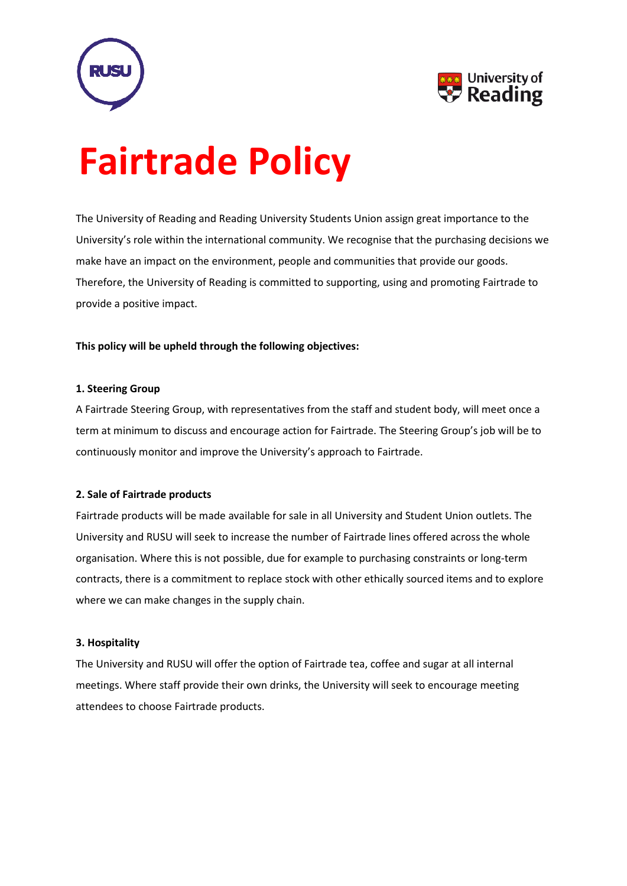# Fairtrade Policy

The University of Reading and Reading University Students Union assign great importance to the University's role within the international community. We recognise that the purchasing decisions we make have an impact on the environment, people and communities that provide our goods. Therefore, the University of Reading is committed to supporting, using and promoting Fairtrade to provide a positive impact.

**This policy will be upheld through the following objectives:**

**1. Steering Group**

A Fairtrade Steering Group, with representatives from the staff and student body, will meet once a term at minimum to discuss and encourage action for Fairtrade. The Steering Group's job will be to continuously monitor and improve the University's approach to Fairtrade.

**2. Sale of Fairtrade products**

Fairtrade products will be made available for sale in all University and Student Union outlets. The University and RUSU will seek to increase the number of Fairtrade lines offered across the whole organisation. Where this is not possible, due for example to purchasing constraints or long-term contracts, there is a commitment to replace stock with other ethically sourced items and to explore where we can make changes in the supply chain.

**3. Hospitality**

The University and RUSU will offer the option of Fairtrade tea, coffee and sugar at all internal meetings. Where staff provide their own drinks, the University will seek to encourage meeting attendees to choose Fairtrade products.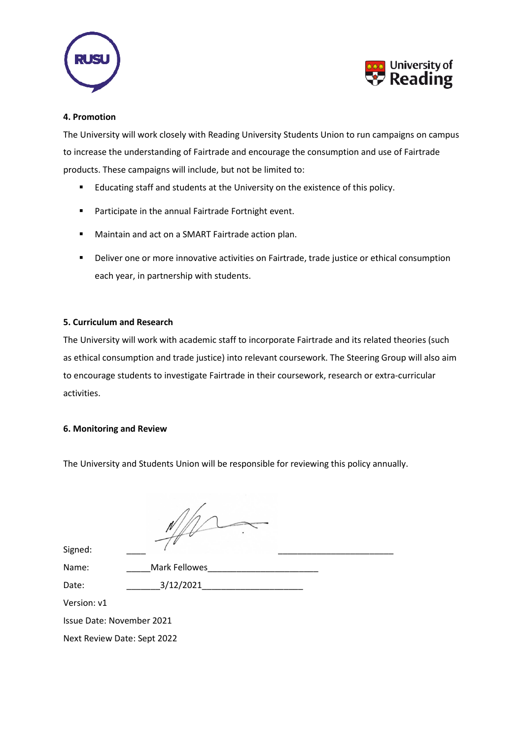**4. Promotion**

The University will work closely with Reading University Students Union to run campaigns on campus to increase the understanding of Fairtrade and encourage the consumption and use of Fairtrade products. These campaigns will include, but not be limited to:

- Educating staff and students at the University on the existence of this policy.
- Participate in the annual Fairtrade Fortnight event.
- Maintain and act on a SMART Fairtrade action plan.
- Deliver one or more innovative activities on Fairtrade, trade justice or ethical consumption each year, in partnership with students.

**5. Curriculum and Research**

The University will work with academic staff to incorporate Fairtrade and its related theories (such as ethical consumption and trade justice) into relevant coursework. The Steering Group will also aim to encourage students to investigate Fairtrade in their coursework, research or extra-curricular activities.

**6. Monitoring and Review**

The University and Students Union will be responsible for reviewing this policy annually.

Signed: ____ ________________________

Name: _____Mark Fellowes______________________

Date: _______3/12/2021_____________________

Version: v1

Issue Date: November 2021

Next Review Date: Sept 2022